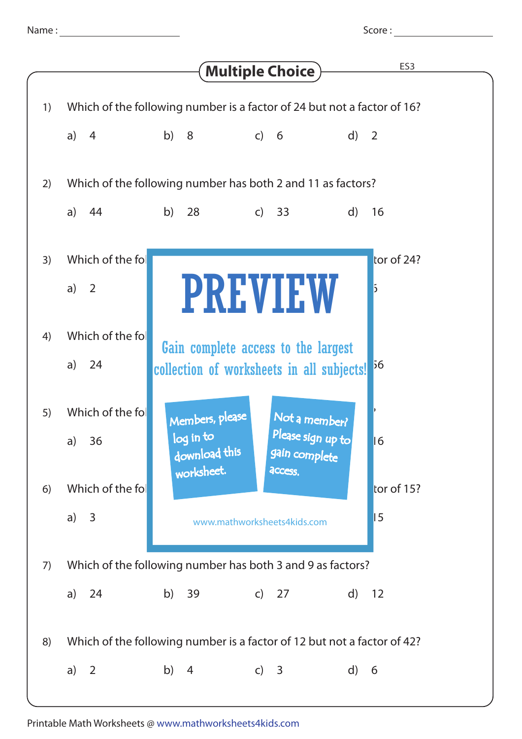Name : ____________________ Score : ____________________

## Multiple Choice

ES3

1) Which of the following number is a factor of 24 but not a factor of 16?

a) 4 b) 8 c) 6 d) 2

2) Which of the following number has both 2 and 11 as factors?

a) 44 b) 28 c) 33 d) 16

3) Which of the fol tor of 24?

a) 2 5

4) Which of the fol

a) 24 56

5) Which of the fol

a) 36 16

6) Which of the fol tor of 15?

a) 3 15

**PREVIEW**

Gain complete access to the largest collection of worksheets in all subjects!

Members, please log in to download this worksheet.

Not a member? Please sign up to gain complete access.

www.mathworksheets4kids.com

7) Which of the following number has both 3 and 9 as factors?

a) 24 b) 39 c) 27 d) 12

8) Which of the following number is a factor of 12 but not a factor of 42?

a) 2 b) 4 c) 3 d) 6

Printable Math Worksheets @ www.mathworksheets4kids.com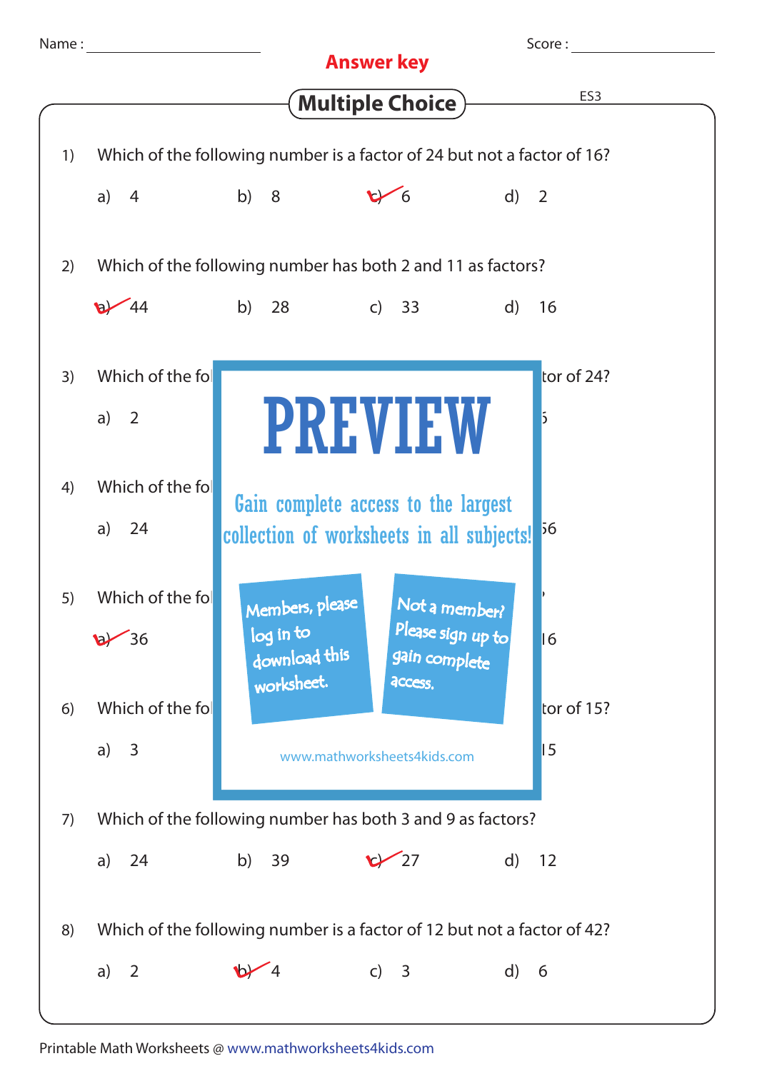Name : ____________________ Score : ____________________

**Answer key**

# Multiple Choice

ES3

1) Which of the following number is a factor of 24 but not a factor of 16?

a) 4 b) 8 c) 6 ✓ d) 2

2) Which of the following number has both 2 and 11 as factors?

a) 44 ✓ b) 28 c) 33 d) 16

3) Which of the fo tor of 24?

a) 2 5

4) Which of the fo

a) 24 56

5) Which of the fo

a) 36 ✓ 16

6) Which of the fo tor of 15?

a) 3 15

**PREVIEW**

Gain complete access to the largest collection of worksheets in all subjects!

Members, please log in to download this worksheet.

Not a member? Please sign up to gain complete access.

www.mathworksheets4kids.com

7) Which of the following number has both 3 and 9 as factors?

a) 24 b) 39 c) 27 ✓ d) 12

8) Which of the following number is a factor of 12 but not a factor of 42?

a) 2 b) 4 ✓ c) 3 d) 6

Printable Math Worksheets @ www.mathworksheets4kids.com